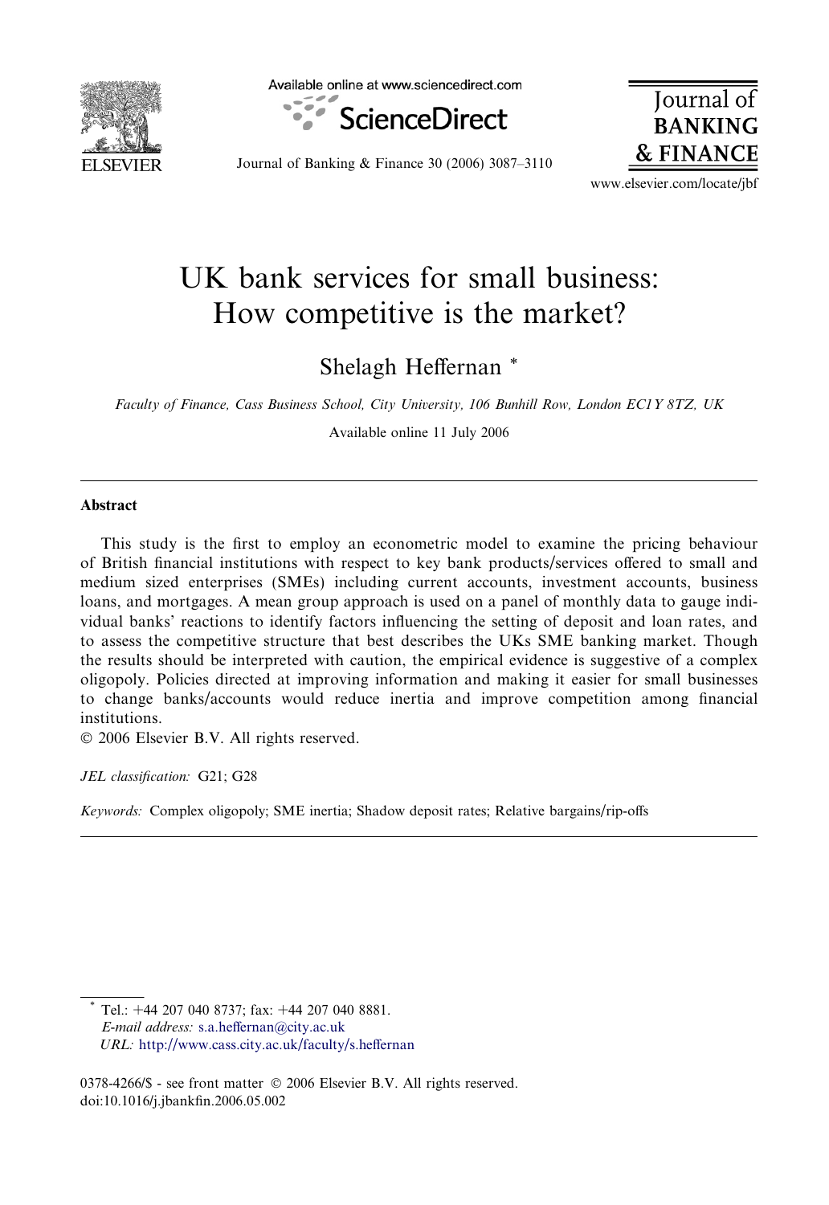# UK bank services for small business: How competitive is the market?

Shelagh Heffernan *

*Faculty of Finance, Cass Business School, City University, 106 Bunhill Row, London EC1Y 8TZ, UK*

Available online 11 July 2006

## Abstract

This study is the first to employ an econometric model to examine the pricing behaviour of British financial institutions with respect to key bank products/services offered to small and medium sized enterprises (SMEs) including current accounts, investment accounts, business loans, and mortgages. A mean group approach is used on a panel of monthly data to gauge individual banks' reactions to identify factors influencing the setting of deposit and loan rates, and to assess the competitive structure that best describes the UKs SME banking market. Though the results should be interpreted with caution, the empirical evidence is suggestive of a complex oligopoly. Policies directed at improving information and making it easier for small businesses to change banks/accounts would reduce inertia and improve competition among financial institutions.

© 2006 Elsevier B.V. All rights reserved.

*JEL classification:* G21; G28

*Keywords:* Complex oligopoly; SME inertia; Shadow deposit rates; Relative bargains/rip-offs

---

* Tel.: +44 207 040 8737; fax: +44 207 040 8881.
*E-mail address:* s.a.heffernan@city.ac.uk
*URL:* http://www.cass.city.ac.uk/faculty/s.heffernan

0378-4266/$ - see front matter © 2006 Elsevier B.V. All rights reserved.
doi:10.1016/j.jbankfin.2006.05.002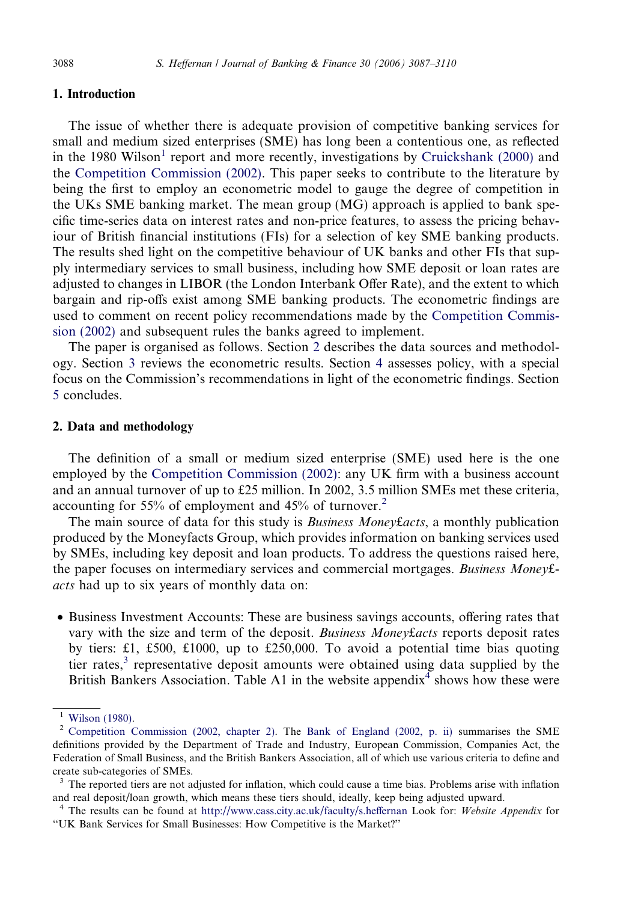## 1. Introduction

The issue of whether there is adequate provision of competitive banking services for small and medium sized enterprises (SME) has long been a contentious one, as reflected in the 1980 Wilson[1] report and more recently, investigations by Cruickshank (2000) and the Competition Commission (2002). This paper seeks to contribute to the literature by being the first to employ an econometric model to gauge the degree of competition in the UKs SME banking market. The mean group (MG) approach is applied to bank specific time-series data on interest rates and non-price features, to assess the pricing behaviour of British financial institutions (FIs) for a selection of key SME banking products. The results shed light on the competitive behaviour of UK banks and other FIs that supply intermediary services to small business, including how SME deposit or loan rates are adjusted to changes in LIBOR (the London Interbank Offer Rate), and the extent to which bargain and rip-offs exist among SME banking products. The econometric findings are used to comment on recent policy recommendations made by the Competition Commission (2002) and subsequent rules the banks agreed to implement.

The paper is organised as follows. Section 2 describes the data sources and methodology. Section 3 reviews the econometric results. Section 4 assesses policy, with a special focus on the Commission's recommendations in light of the econometric findings. Section 5 concludes.

## 2. Data and methodology

The definition of a small or medium sized enterprise (SME) used here is the one employed by the Competition Commission (2002): any UK firm with a business account and an annual turnover of up to £25 million. In 2002, 3.5 million SMEs met these criteria, accounting for 55% of employment and 45% of turnover.[2]

The main source of data for this study is *Business Money£acts*, a monthly publication produced by the Moneyfacts Group, which provides information on banking services used by SMEs, including key deposit and loan products. To address the questions raised here, the paper focuses on intermediary services and commercial mortgages. *Business Money£acts* had up to six years of monthly data on:

- Business Investment Accounts: These are business savings accounts, offering rates that vary with the size and term of the deposit. *Business Money£acts* reports deposit rates by tiers: £1, £500, £1000, up to £250,000. To avoid a potential time bias quoting tier rates,[3] representative deposit amounts were obtained using data supplied by the British Bankers Association. Table A1 in the website appendix[4] shows how these were

---

[1] Wilson (1980).

[2] Competition Commission (2002, chapter 2). The Bank of England (2002, p. ii) summarises the SME definitions provided by the Department of Trade and Industry, European Commission, Companies Act, the Federation of Small Business, and the British Bankers Association, all of which use various criteria to define and create sub-categories of SMEs.

[3] The reported tiers are not adjusted for inflation, which could cause a time bias. Problems arise with inflation and real deposit/loan growth, which means these tiers should, ideally, keep being adjusted upward.

[4] The results can be found at http://www.cass.city.ac.uk/faculty/s.heffernan Look for: *Website Appendix* for "UK Bank Services for Small Businesses: How Competitive is the Market?"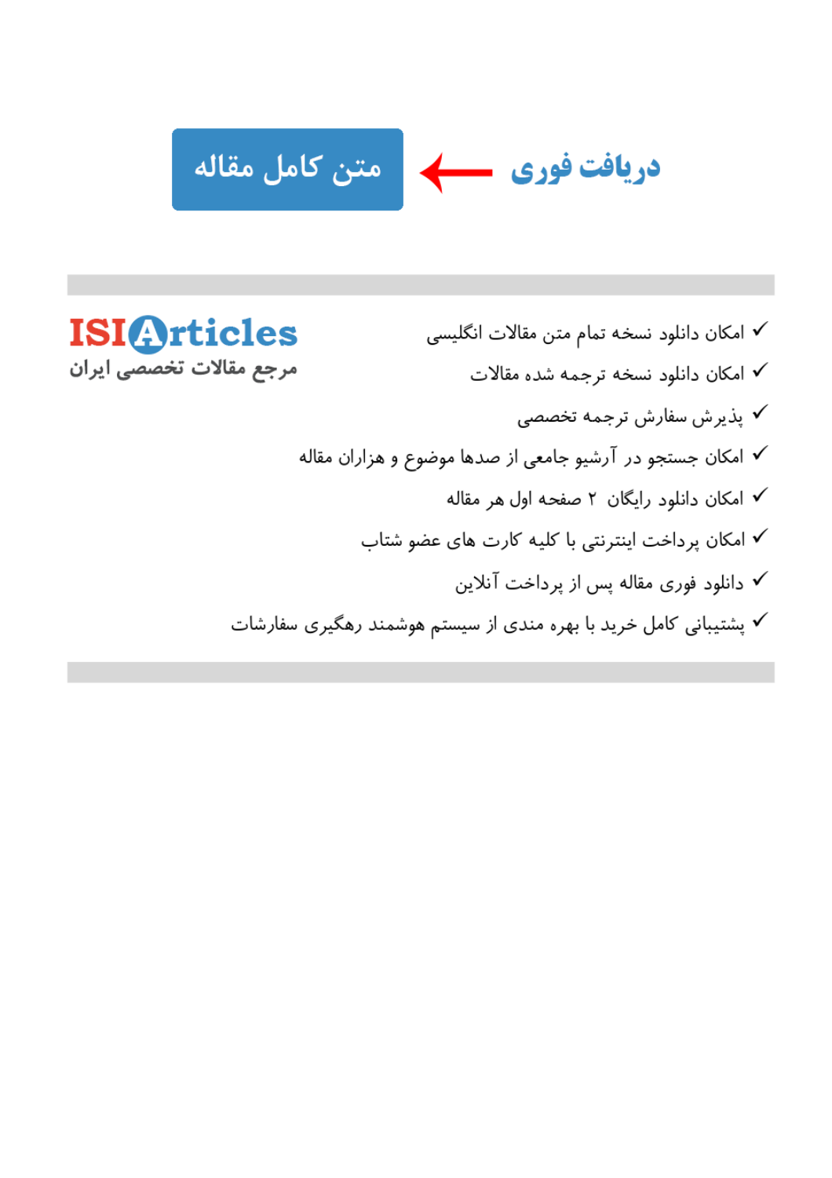دریافت فوری ← **متن کامل مقاله**

**ISIArticles**
مرجع مقالات تخصصی ایران

- ✓ امکان دانلود نسخه تمام متن مقالات انگلیسی
- ✓ امکان دانلود نسخه ترجمه شده مقالات
- ✓ پذیرش سفارش ترجمه تخصصی
- ✓ امکان جستجو در آرشیو جامعی از صدها موضوع و هزاران مقاله
- ✓ امکان دانلود رایگان ۲ صفحه اول هر مقاله
- ✓ امکان پرداخت اینترنتی با کلیه کارت های عضو شتاب
- ✓ دانلود فوری مقاله پس از پرداخت آنلاین
- ✓ پشتیبانی کامل خرید با بهره مندی از سیستم هوشمند رهگیری سفارشات